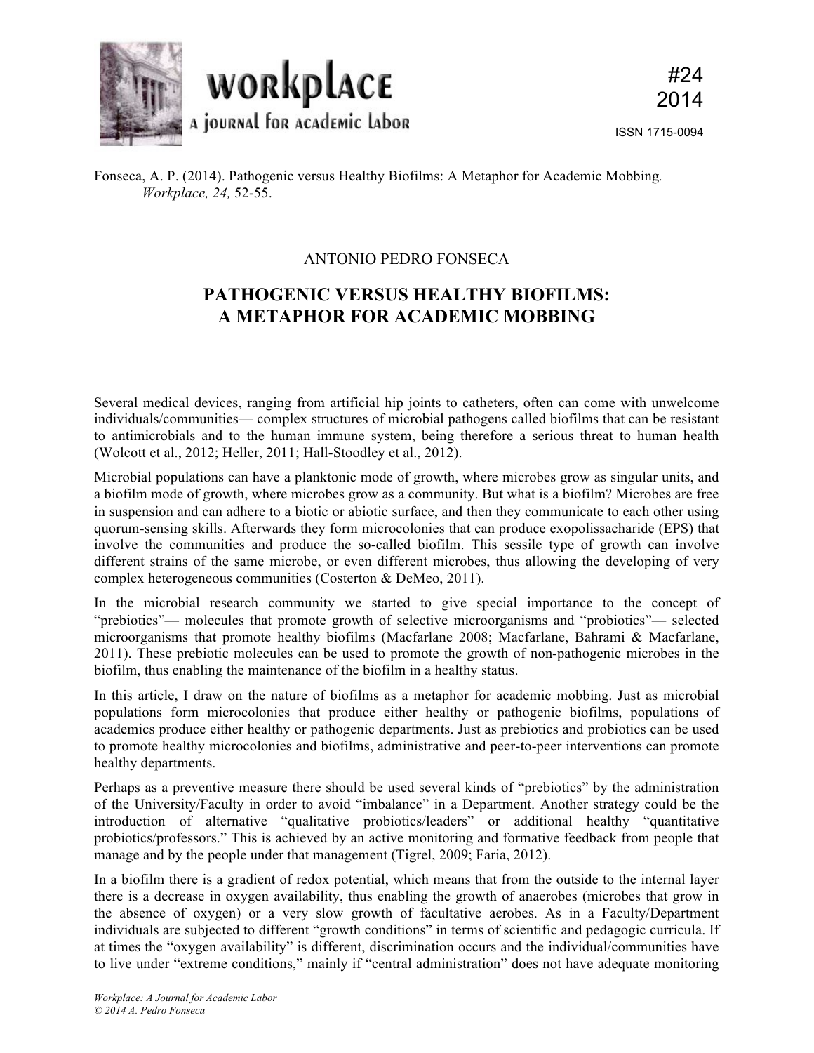Fonseca, A. P. (2014). Pathogenic versus Healthy Biofilms: A Metaphor for Academic Mobbing. *Workplace, 24,* 52-55.

ANTONIO PEDRO FONSECA

# PATHOGENIC VERSUS HEALTHY BIOFILMS: A METAPHOR FOR ACADEMIC MOBBING

Several medical devices, ranging from artificial hip joints to catheters, often can come with unwelcome individuals/communities— complex structures of microbial pathogens called biofilms that can be resistant to antimicrobials and to the human immune system, being therefore a serious threat to human health (Wolcott et al., 2012; Heller, 2011; Hall-Stoodley et al., 2012).

Microbial populations can have a planktonic mode of growth, where microbes grow as singular units, and a biofilm mode of growth, where microbes grow as a community. But what is a biofilm? Microbes are free in suspension and can adhere to a biotic or abiotic surface, and then they communicate to each other using quorum-sensing skills. Afterwards they form microcolonies that can produce exopolissacharide (EPS) that involve the communities and produce the so-called biofilm. This sessile type of growth can involve different strains of the same microbe, or even different microbes, thus allowing the developing of very complex heterogeneous communities (Costerton & DeMeo, 2011).

In the microbial research community we started to give special importance to the concept of "prebiotics"— molecules that promote growth of selective microorganisms and "probiotics"— selected microorganisms that promote healthy biofilms (Macfarlane 2008; Macfarlane, Bahrami & Macfarlane, 2011). These prebiotic molecules can be used to promote the growth of non-pathogenic microbes in the biofilm, thus enabling the maintenance of the biofilm in a healthy status.

In this article, I draw on the nature of biofilms as a metaphor for academic mobbing. Just as microbial populations form microcolonies that produce either healthy or pathogenic biofilms, populations of academics produce either healthy or pathogenic departments. Just as prebiotics and probiotics can be used to promote healthy microcolonies and biofilms, administrative and peer-to-peer interventions can promote healthy departments.

Perhaps as a preventive measure there should be used several kinds of "prebiotics" by the administration of the University/Faculty in order to avoid "imbalance" in a Department. Another strategy could be the introduction of alternative "qualitative probiotics/leaders" or additional healthy "quantitative probiotics/professors." This is achieved by an active monitoring and formative feedback from people that manage and by the people under that management (Tigrel, 2009; Faria, 2012).

In a biofilm there is a gradient of redox potential, which means that from the outside to the internal layer there is a decrease in oxygen availability, thus enabling the growth of anaerobes (microbes that grow in the absence of oxygen) or a very slow growth of facultative aerobes. As in a Faculty/Department individuals are subjected to different "growth conditions" in terms of scientific and pedagogic curricula. If at times the "oxygen availability" is different, discrimination occurs and the individual/communities have to live under "extreme conditions," mainly if "central administration" does not have adequate monitoring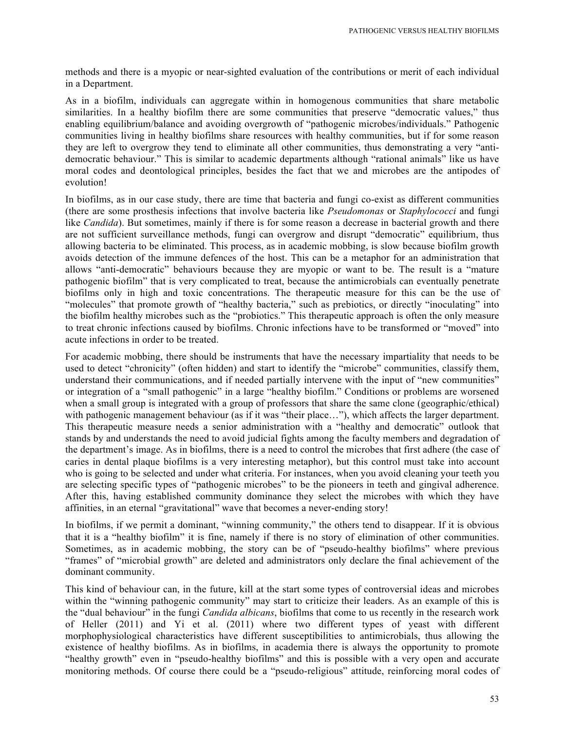methods and there is a myopic or near-sighted evaluation of the contributions or merit of each individual in a Department.

As in a biofilm, individuals can aggregate within in homogenous communities that share metabolic similarities. In a healthy biofilm there are some communities that preserve "democratic values," thus enabling equilibrium/balance and avoiding overgrowth of "pathogenic microbes/individuals." Pathogenic communities living in healthy biofilms share resources with healthy communities, but if for some reason they are left to overgrow they tend to eliminate all other communities, thus demonstrating a very "anti-democratic behaviour." This is similar to academic departments although "rational animals" like us have moral codes and deontological principles, besides the fact that we and microbes are the antipodes of evolution!

In biofilms, as in our case study, there are time that bacteria and fungi co-exist as different communities (there are some prosthesis infections that involve bacteria like *Pseudomonas* or *Staphylococci* and fungi like *Candida*). But sometimes, mainly if there is for some reason a decrease in bacterial growth and there are not sufficient surveillance methods, fungi can overgrow and disrupt "democratic" equilibrium, thus allowing bacteria to be eliminated. This process, as in academic mobbing, is slow because biofilm growth avoids detection of the immune defences of the host. This can be a metaphor for an administration that allows "anti-democratic" behaviours because they are myopic or want to be. The result is a "mature pathogenic biofilm" that is very complicated to treat, because the antimicrobials can eventually penetrate biofilms only in high and toxic concentrations. The therapeutic measure for this can be the use of "molecules" that promote growth of "healthy bacteria," such as prebiotics, or directly "inoculating" into the biofilm healthy microbes such as the "probiotics." This therapeutic approach is often the only measure to treat chronic infections caused by biofilms. Chronic infections have to be transformed or "moved" into acute infections in order to be treated.

For academic mobbing, there should be instruments that have the necessary impartiality that needs to be used to detect "chronicity" (often hidden) and start to identify the "microbe" communities, classify them, understand their communications, and if needed partially intervene with the input of "new communities" or integration of a "small pathogenic" in a large "healthy biofilm." Conditions or problems are worsened when a small group is integrated with a group of professors that share the same clone (geographic/ethical) with pathogenic management behaviour (as if it was "their place…"), which affects the larger department. This therapeutic measure needs a senior administration with a "healthy and democratic" outlook that stands by and understands the need to avoid judicial fights among the faculty members and degradation of the department's image. As in biofilms, there is a need to control the microbes that first adhere (the case of caries in dental plaque biofilms is a very interesting metaphor), but this control must take into account who is going to be selected and under what criteria. For instances, when you avoid cleaning your teeth you are selecting specific types of "pathogenic microbes" to be the pioneers in teeth and gingival adherence. After this, having established community dominance they select the microbes with which they have affinities, in an eternal "gravitational" wave that becomes a never-ending story!

In biofilms, if we permit a dominant, "winning community," the others tend to disappear. If it is obvious that it is a "healthy biofilm" it is fine, namely if there is no story of elimination of other communities. Sometimes, as in academic mobbing, the story can be of "pseudo-healthy biofilms" where previous "frames" of "microbial growth" are deleted and administrators only declare the final achievement of the dominant community.

This kind of behaviour can, in the future, kill at the start some types of controversial ideas and microbes within the "winning pathogenic community" may start to criticize their leaders. As an example of this is the "dual behaviour" in the fungi *Candida albicans*, biofilms that come to us recently in the research work of Heller (2011) and Yi et al. (2011) where two different types of yeast with different morphophysiological characteristics have different susceptibilities to antimicrobials, thus allowing the existence of healthy biofilms. As in biofilms, in academia there is always the opportunity to promote "healthy growth" even in "pseudo-healthy biofilms" and this is possible with a very open and accurate monitoring methods. Of course there could be a "pseudo-religious" attitude, reinforcing moral codes of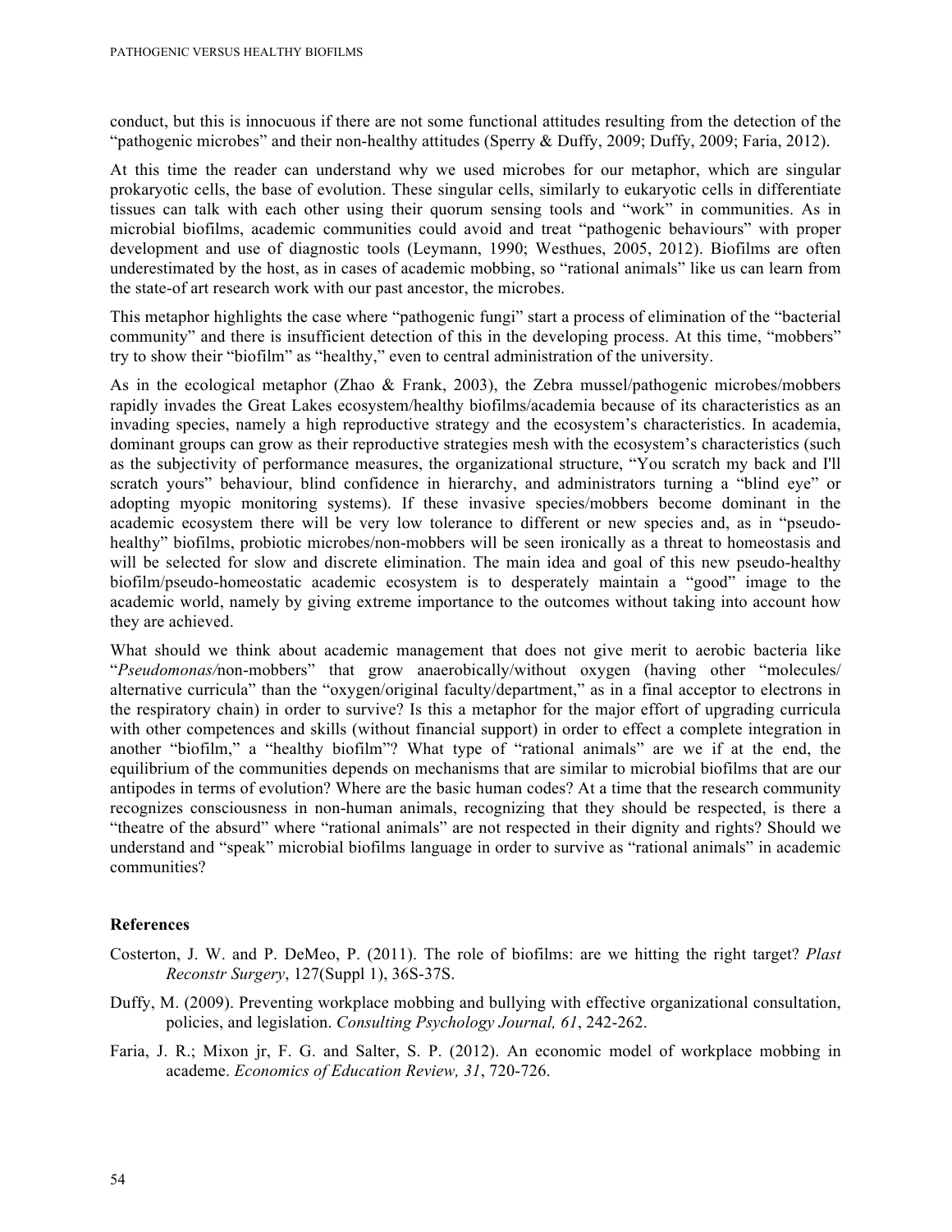conduct, but this is innocuous if there are not some functional attitudes resulting from the detection of the "pathogenic microbes" and their non-healthy attitudes (Sperry & Duffy, 2009; Duffy, 2009; Faria, 2012).

At this time the reader can understand why we used microbes for our metaphor, which are singular prokaryotic cells, the base of evolution. These singular cells, similarly to eukaryotic cells in differentiate tissues can talk with each other using their quorum sensing tools and "work" in communities. As in microbial biofilms, academic communities could avoid and treat "pathogenic behaviours" with proper development and use of diagnostic tools (Leymann, 1990; Westhues, 2005, 2012). Biofilms are often underestimated by the host, as in cases of academic mobbing, so "rational animals" like us can learn from the state-of art research work with our past ancestor, the microbes.

This metaphor highlights the case where "pathogenic fungi" start a process of elimination of the "bacterial community" and there is insufficient detection of this in the developing process. At this time, "mobbers" try to show their "biofilm" as "healthy," even to central administration of the university.

As in the ecological metaphor (Zhao & Frank, 2003), the Zebra mussel/pathogenic microbes/mobbers rapidly invades the Great Lakes ecosystem/healthy biofilms/academia because of its characteristics as an invading species, namely a high reproductive strategy and the ecosystem's characteristics. In academia, dominant groups can grow as their reproductive strategies mesh with the ecosystem's characteristics (such as the subjectivity of performance measures, the organizational structure, "You scratch my back and I'll scratch yours" behaviour, blind confidence in hierarchy, and administrators turning a "blind eye" or adopting myopic monitoring systems). If these invasive species/mobbers become dominant in the academic ecosystem there will be very low tolerance to different or new species and, as in "pseudo-healthy" biofilms, probiotic microbes/non-mobbers will be seen ironically as a threat to homeostasis and will be selected for slow and discrete elimination. The main idea and goal of this new pseudo-healthy biofilm/pseudo-homeostatic academic ecosystem is to desperately maintain a "good" image to the academic world, namely by giving extreme importance to the outcomes without taking into account how they are achieved.

What should we think about academic management that does not give merit to aerobic bacteria like "*Pseudomonas/*non-mobbers" that grow anaerobically/without oxygen (having other "molecules/ alternative curricula" than the "oxygen/original faculty/department," as in a final acceptor to electrons in the respiratory chain) in order to survive? Is this a metaphor for the major effort of upgrading curricula with other competences and skills (without financial support) in order to effect a complete integration in another "biofilm," a "healthy biofilm"? What type of "rational animals" are we if at the end, the equilibrium of the communities depends on mechanisms that are similar to microbial biofilms that are our antipodes in terms of evolution? Where are the basic human codes? At a time that the research community recognizes consciousness in non-human animals, recognizing that they should be respected, is there a "theatre of the absurd" where "rational animals" are not respected in their dignity and rights? Should we understand and "speak" microbial biofilms language in order to survive as "rational animals" in academic communities?

## References

Costerton, J. W. and P. DeMeo, P. (2011). The role of biofilms: are we hitting the right target? *Plast Reconstr Surgery*, 127(Suppl 1), 36S-37S.

Duffy, M. (2009). Preventing workplace mobbing and bullying with effective organizational consultation, policies, and legislation. *Consulting Psychology Journal, 61*, 242-262.

Faria, J. R.; Mixon jr, F. G. and Salter, S. P. (2012). An economic model of workplace mobbing in academe. *Economics of Education Review, 31*, 720-726.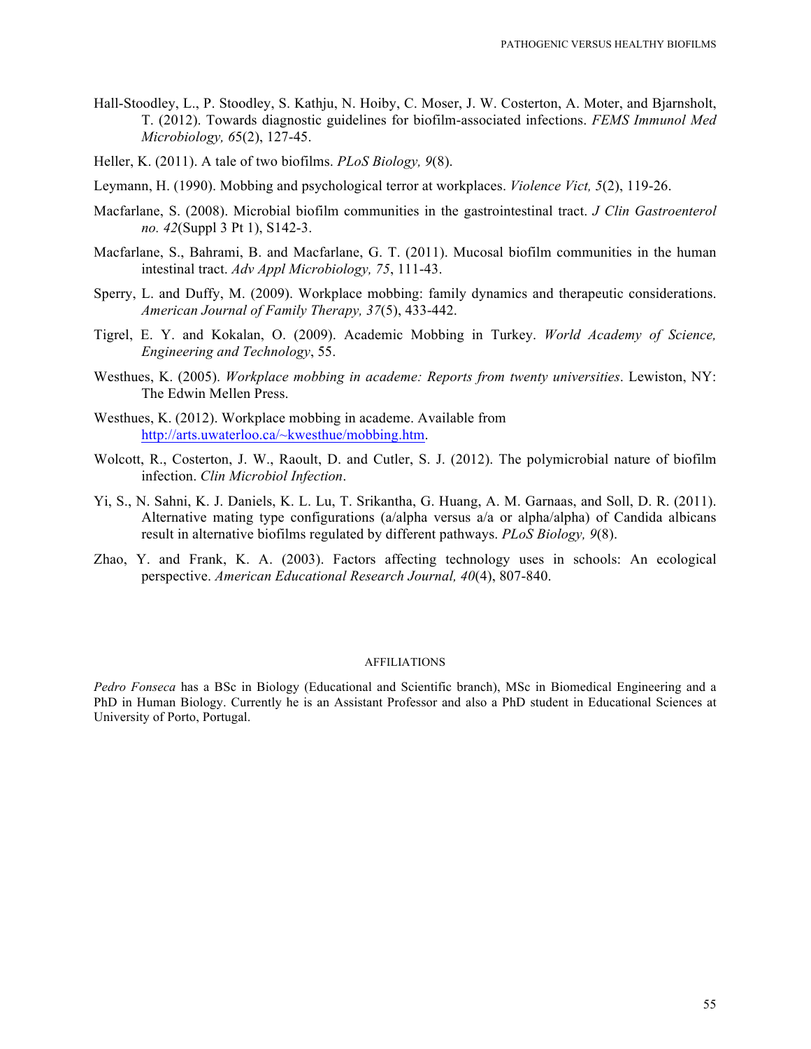Hall-Stoodley, L., P. Stoodley, S. Kathju, N. Hoiby, C. Moser, J. W. Costerton, A. Moter, and Bjarnsholt, T. (2012). Towards diagnostic guidelines for biofilm-associated infections. *FEMS Immunol Med Microbiology, 6*5(2), 127-45.

Heller, K. (2011). A tale of two biofilms. *PLoS Biology, 9*(8).

Leymann, H. (1990). Mobbing and psychological terror at workplaces. *Violence Vict, 5*(2), 119-26.

Macfarlane, S. (2008). Microbial biofilm communities in the gastrointestinal tract. *J Clin Gastroenterol no. 42*(Suppl 3 Pt 1), S142-3.

Macfarlane, S., Bahrami, B. and Macfarlane, G. T. (2011). Mucosal biofilm communities in the human intestinal tract. *Adv Appl Microbiology, 75*, 111-43.

Sperry, L. and Duffy, M. (2009). Workplace mobbing: family dynamics and therapeutic considerations. *American Journal of Family Therapy, 37*(5), 433-442.

Tigrel, E. Y. and Kokalan, O. (2009). Academic Mobbing in Turkey. *World Academy of Science, Engineering and Technology*, 55.

Westhues, K. (2005). *Workplace mobbing in academe: Reports from twenty universities*. Lewiston, NY: The Edwin Mellen Press.

Westhues, K. (2012). Workplace mobbing in academe. Available from http://arts.uwaterloo.ca/~kwesthue/mobbing.htm.

Wolcott, R., Costerton, J. W., Raoult, D. and Cutler, S. J. (2012). The polymicrobial nature of biofilm infection. *Clin Microbiol Infection*.

Yi, S., N. Sahni, K. J. Daniels, K. L. Lu, T. Srikantha, G. Huang, A. M. Garnaas, and Soll, D. R. (2011). Alternative mating type configurations (a/alpha versus a/a or alpha/alpha) of Candida albicans result in alternative biofilms regulated by different pathways. *PLoS Biology, 9*(8).

Zhao, Y. and Frank, K. A. (2003). Factors affecting technology uses in schools: An ecological perspective. *American Educational Research Journal, 40*(4), 807-840.

## AFFILIATIONS

*Pedro Fonseca* has a BSc in Biology (Educational and Scientific branch), MSc in Biomedical Engineering and a PhD in Human Biology. Currently he is an Assistant Professor and also a PhD student in Educational Sciences at University of Porto, Portugal.